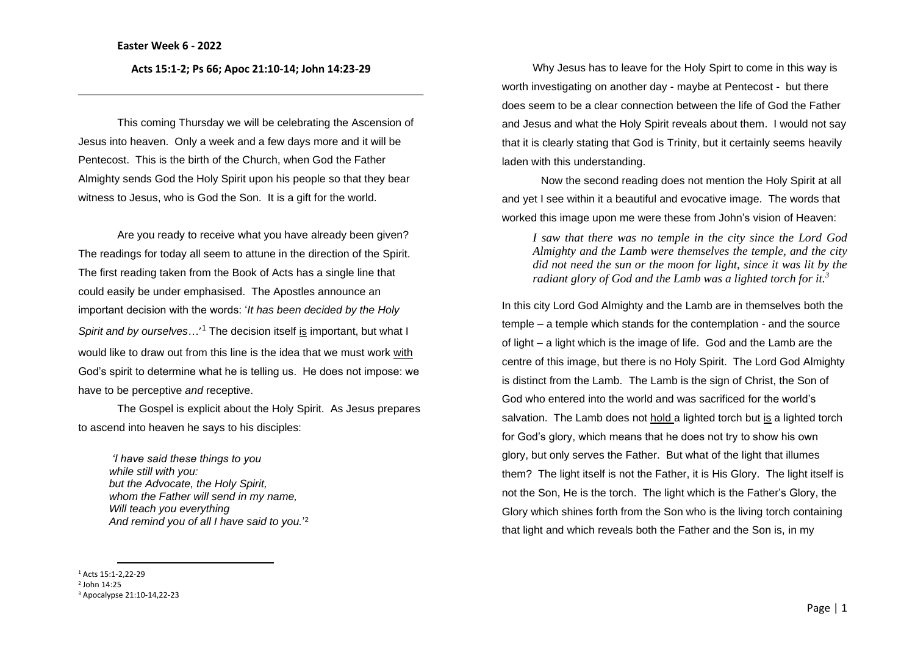**Easter Week 6 - 2022**

**Acts 15:1-2; Ps 66; Apoc 21:10-14; John 14:23-29**

---

This coming Thursday we will be celebrating the Ascension of Jesus into heaven. Only a week and a few days more and it will be Pentecost. This is the birth of the Church, when God the Father Almighty sends God the Holy Spirit upon his people so that they bear witness to Jesus, who is God the Son. It is a gift for the world.

Are you ready to receive what you have already been given? The readings for today all seem to attune in the direction of the Spirit. The first reading taken from the Book of Acts has a single line that could easily be under emphasised. The Apostles announce an important decision with the words: '*It has been decided by the Holy Spirit and by ourselves*…'[1] The decision itself <u>is</u> important, but what I would like to draw out from this line is the idea that we must work <u>with</u> God's spirit to determine what he is telling us. He does not impose: we have to be perceptive *and* receptive.

The Gospel is explicit about the Holy Spirit. As Jesus prepares to ascend into heaven he says to his disciples:

> *'I have said these things to you*
> *while still with you:*
> *but the Advocate, the Holy Spirit,*
> *whom the Father will send in my name,*
> *Will teach you everything*
> *And remind you of all I have said to you.*'[2]

Why Jesus has to leave for the Holy Spirt to come in this way is worth investigating on another day - maybe at Pentecost - but there does seem to be a clear connection between the life of God the Father and Jesus and what the Holy Spirit reveals about them. I would not say that it is clearly stating that God is Trinity, but it certainly seems heavily laden with this understanding.

Now the second reading does not mention the Holy Spirit at all and yet I see within it a beautiful and evocative image. The words that worked this image upon me were these from John's vision of Heaven:

> *I saw that there was no temple in the city since the Lord God Almighty and the Lamb were themselves the temple, and the city did not need the sun or the moon for light, since it was lit by the radiant glory of God and the Lamb was a lighted torch for it.*[3]

In this city Lord God Almighty and the Lamb are in themselves both the temple – a temple which stands for the contemplation - and the source of light – a light which is the image of life. God and the Lamb are the centre of this image, but there is no Holy Spirit. The Lord God Almighty is distinct from the Lamb. The Lamb is the sign of Christ, the Son of God who entered into the world and was sacrificed for the world's salvation. The Lamb does not <u>hold</u> a lighted torch but <u>is</u> a lighted torch for God's glory, which means that he does not try to show his own glory, but only serves the Father. But what of the light that illumes them? The light itself is not the Father, it is His Glory. The light itself is not the Son, He is the torch. The light which is the Father's Glory, the Glory which shines forth from the Son who is the living torch containing that light and which reveals both the Father and the Son is, in my

---

[1] Acts 15:1-2,22-29
[2] John 14:25
[3] Apocalypse 21:10-14,22-23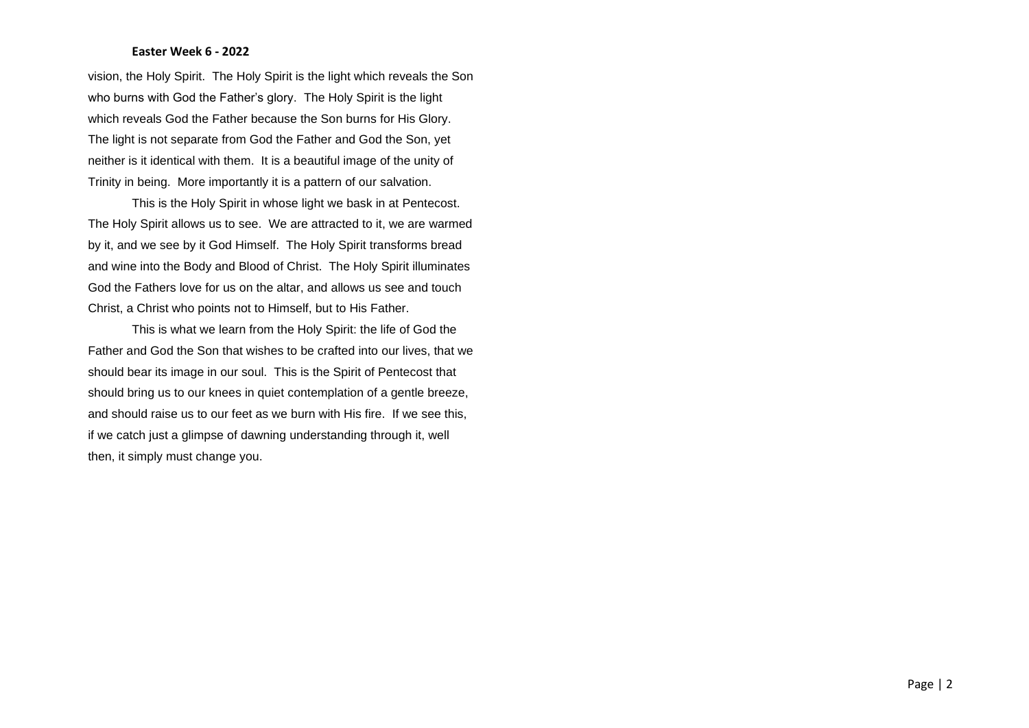vision, the Holy Spirit. The Holy Spirit is the light which reveals the Son who burns with God the Father's glory. The Holy Spirit is the light which reveals God the Father because the Son burns for His Glory. The light is not separate from God the Father and God the Son, yet neither is it identical with them. It is a beautiful image of the unity of Trinity in being. More importantly it is a pattern of our salvation.

This is the Holy Spirit in whose light we bask in at Pentecost. The Holy Spirit allows us to see. We are attracted to it, we are warmed by it, and we see by it God Himself. The Holy Spirit transforms bread and wine into the Body and Blood of Christ. The Holy Spirit illuminates God the Fathers love for us on the altar, and allows us see and touch Christ, a Christ who points not to Himself, but to His Father.

This is what we learn from the Holy Spirit: the life of God the Father and God the Son that wishes to be crafted into our lives, that we should bear its image in our soul. This is the Spirit of Pentecost that should bring us to our knees in quiet contemplation of a gentle breeze, and should raise us to our feet as we burn with His fire. If we see this, if we catch just a glimpse of dawning understanding through it, well then, it simply must change you.